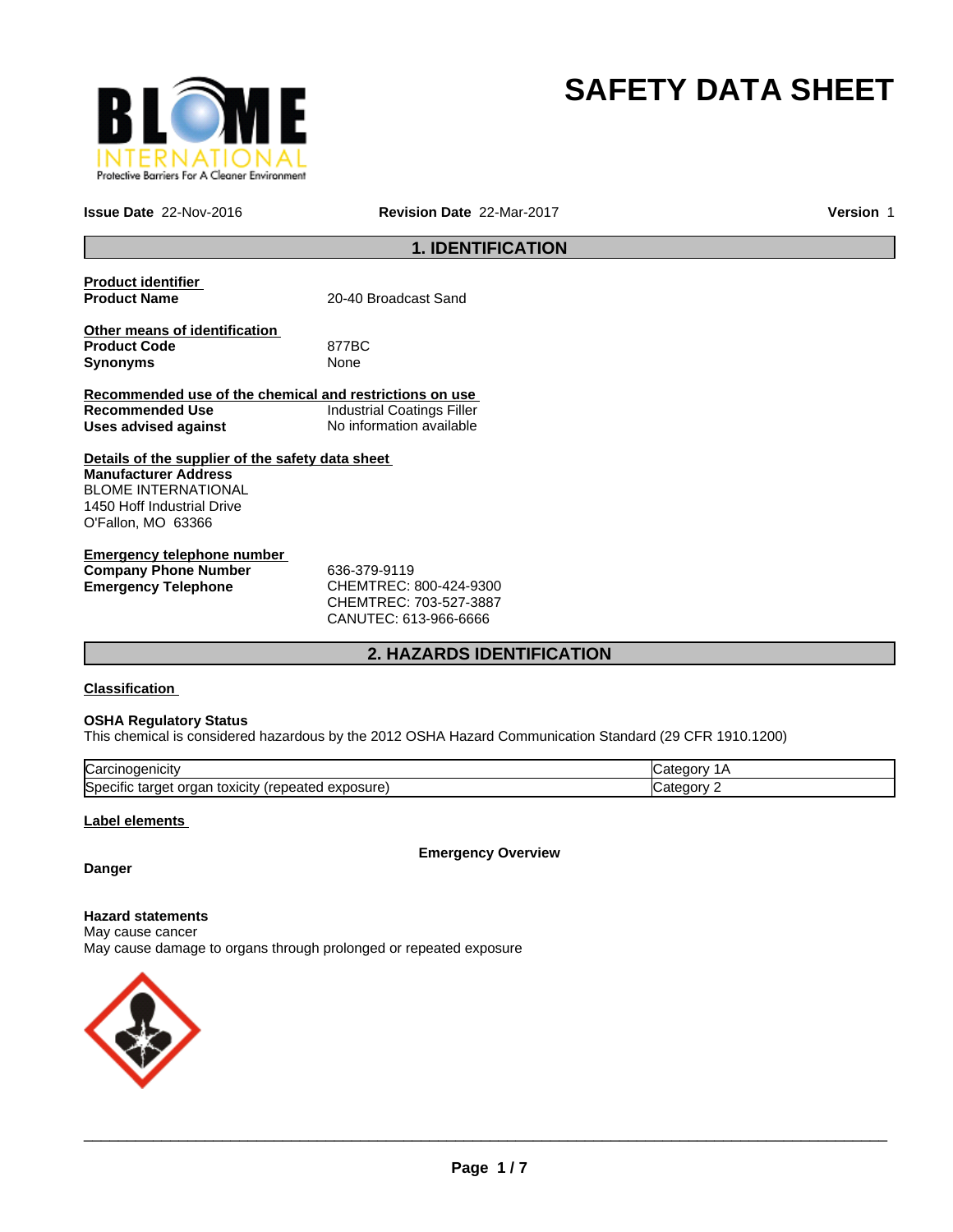# SAFETY DATA SHEET

**Issue Date** 22-Nov-2016 **Revision Date** 22-Mar-2017 **Version** 1

## 1. IDENTIFICATION

**Product identifier**

| | |
|---|---|
| **Product Name** | 20-40 Broadcast Sand |

**Other means of identification**

| | |
|---|---|
| **Product Code** | 877BC |
| **Synonyms** | None |

**Recommended use of the chemical and restrictions on use**

| | |
|---|---|
| **Recommended Use** | Industrial Coatings Filler |
| **Uses advised against** | No information available |

**Details of the supplier of the safety data sheet**

**Manufacturer Address**
BLOME INTERNATIONAL
1450 Hoff Industrial Drive
O'Fallon, MO 63366

**Emergency telephone number**

| | |
|---|---|
| **Company Phone Number** | 636-379-9119 |
| **Emergency Telephone** | CHEMTREC: 800-424-9300<br>CHEMTREC: 703-527-3887<br>CANUTEC: 613-966-6666 |

## 2. HAZARDS IDENTIFICATION

**Classification**

**OSHA Regulatory Status**
This chemical is considered hazardous by the 2012 OSHA Hazard Communication Standard (29 CFR 1910.1200)

| | |
|---|---|
| Carcinogenicity | Category 1A |
| Specific target organ toxicity (repeated exposure) | Category 2 |

**Label elements**

**Emergency Overview**

**Danger**

**Hazard statements**
May cause cancer
May cause damage to organs through prolonged or repeated exposure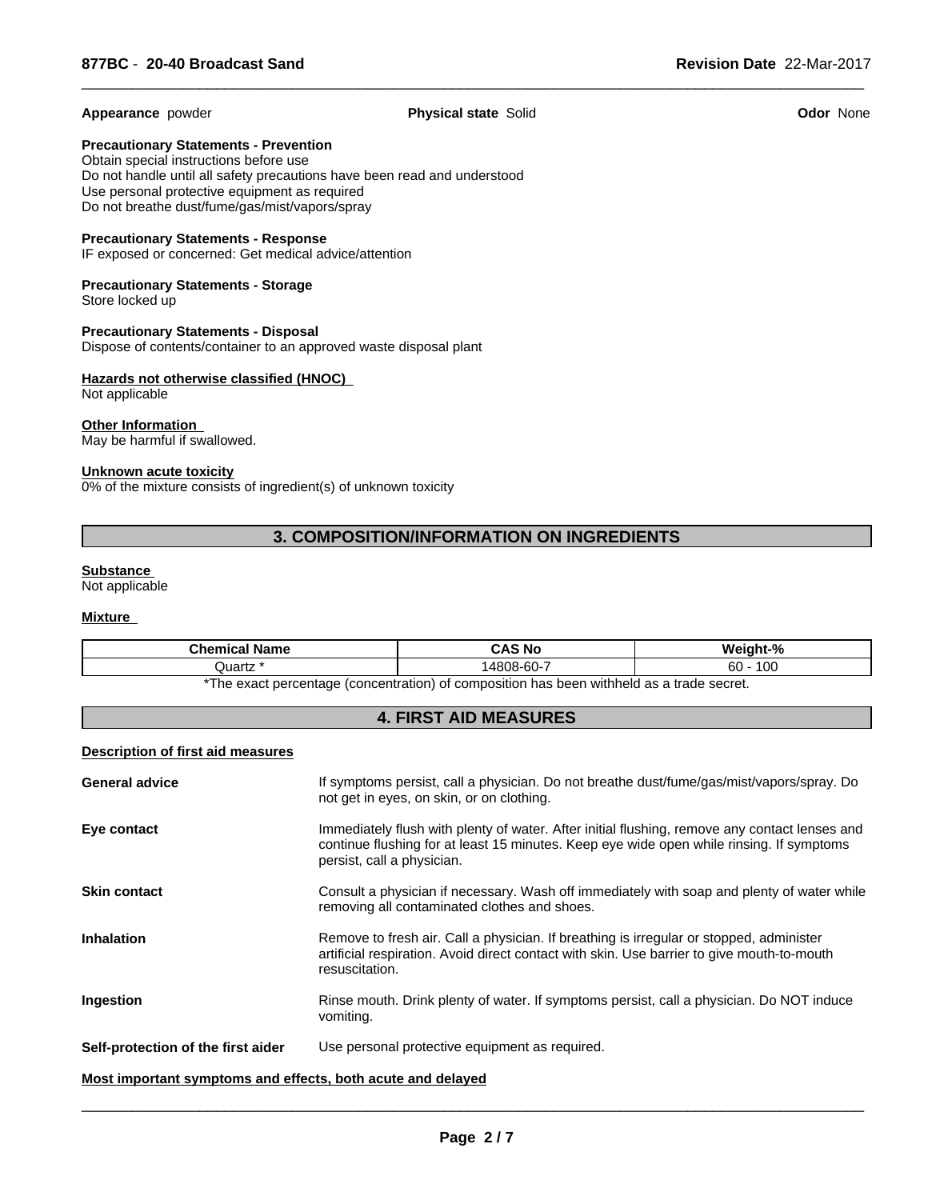**Appearance** powder **Physical state** Solid **Odor** None

**Precautionary Statements - Prevention**
Obtain special instructions before use
Do not handle until all safety precautions have been read and understood
Use personal protective equipment as required
Do not breathe dust/fume/gas/mist/vapors/spray

**Precautionary Statements - Response**
IF exposed or concerned: Get medical advice/attention

**Precautionary Statements - Storage**
Store locked up

**Precautionary Statements - Disposal**
Dispose of contents/container to an approved waste disposal plant

**Hazards not otherwise classified (HNOC)**
Not applicable

**Other Information**
May be harmful if swallowed.

**Unknown acute toxicity**
0% of the mixture consists of ingredient(s) of unknown toxicity

## 3. COMPOSITION/INFORMATION ON INGREDIENTS

**Substance**
Not applicable

**Mixture**

| Chemical Name | CAS No | Weight-% |
|---|---|---|
| Quartz * | 14808-60-7 | 60 - 100 |

*The exact percentage (concentration) of composition has been withheld as a trade secret.

## 4. FIRST AID MEASURES

**Description of first aid measures**

**General advice** If symptoms persist, call a physician. Do not breathe dust/fume/gas/mist/vapors/spray. Do not get in eyes, on skin, or on clothing.

**Eye contact** Immediately flush with plenty of water. After initial flushing, remove any contact lenses and continue flushing for at least 15 minutes. Keep eye wide open while rinsing. If symptoms persist, call a physician.

**Skin contact** Consult a physician if necessary. Wash off immediately with soap and plenty of water while removing all contaminated clothes and shoes.

**Inhalation** Remove to fresh air. Call a physician. If breathing is irregular or stopped, administer artificial respiration. Avoid direct contact with skin. Use barrier to give mouth-to-mouth resuscitation.

**Ingestion** Rinse mouth. Drink plenty of water. If symptoms persist, call a physician. Do NOT induce vomiting.

**Self-protection of the first aider** Use personal protective equipment as required.

**Most important symptoms and effects, both acute and delayed**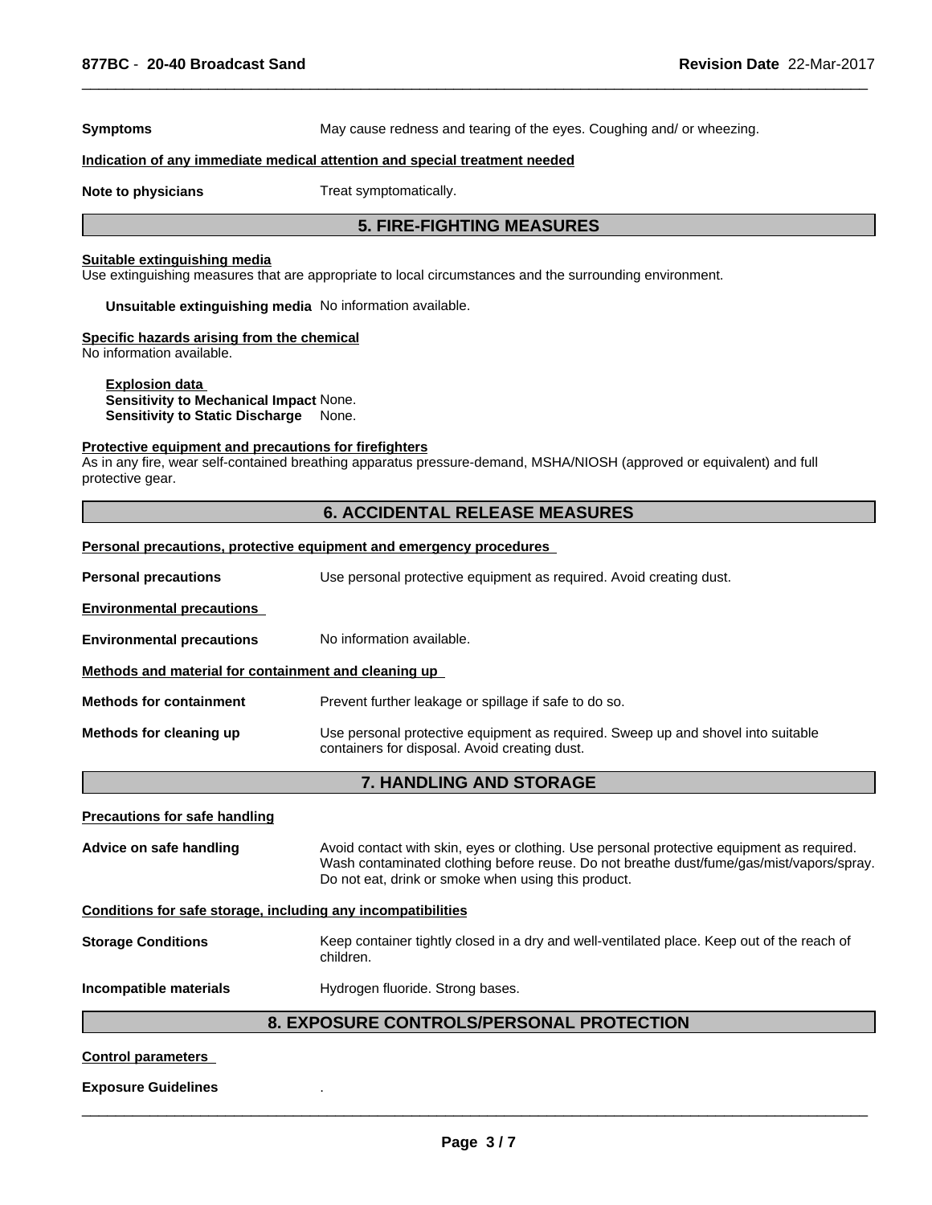**Symptoms** May cause redness and tearing of the eyes. Coughing and/ or wheezing.

**Indication of any immediate medical attention and special treatment needed**

**Note to physicians** Treat symptomatically.

## 5. FIRE-FIGHTING MEASURES

**Suitable extinguishing media**
Use extinguishing measures that are appropriate to local circumstances and the surrounding environment.

**Unsuitable extinguishing media** No information available.

**Specific hazards arising from the chemical**
No information available.

**Explosion data**
**Sensitivity to Mechanical Impact** None.
**Sensitivity to Static Discharge** None.

**Protective equipment and precautions for firefighters**
As in any fire, wear self-contained breathing apparatus pressure-demand, MSHA/NIOSH (approved or equivalent) and full protective gear.

## 6. ACCIDENTAL RELEASE MEASURES

**Personal precautions, protective equipment and emergency procedures**

**Personal precautions** Use personal protective equipment as required. Avoid creating dust.

**Environmental precautions**

**Environmental precautions** No information available.

**Methods and material for containment and cleaning up**

**Methods for containment** Prevent further leakage or spillage if safe to do so.

**Methods for cleaning up** Use personal protective equipment as required. Sweep up and shovel into suitable containers for disposal. Avoid creating dust.

## 7. HANDLING AND STORAGE

**Precautions for safe handling**

**Advice on safe handling** Avoid contact with skin, eyes or clothing. Use personal protective equipment as required. Wash contaminated clothing before reuse. Do not breathe dust/fume/gas/mist/vapors/spray. Do not eat, drink or smoke when using this product.

**Conditions for safe storage, including any incompatibilities**

**Storage Conditions** Keep container tightly closed in a dry and well-ventilated place. Keep out of the reach of children.

**Incompatible materials** Hydrogen fluoride. Strong bases.

## 8. EXPOSURE CONTROLS/PERSONAL PROTECTION

**Control parameters**

**Exposure Guidelines** .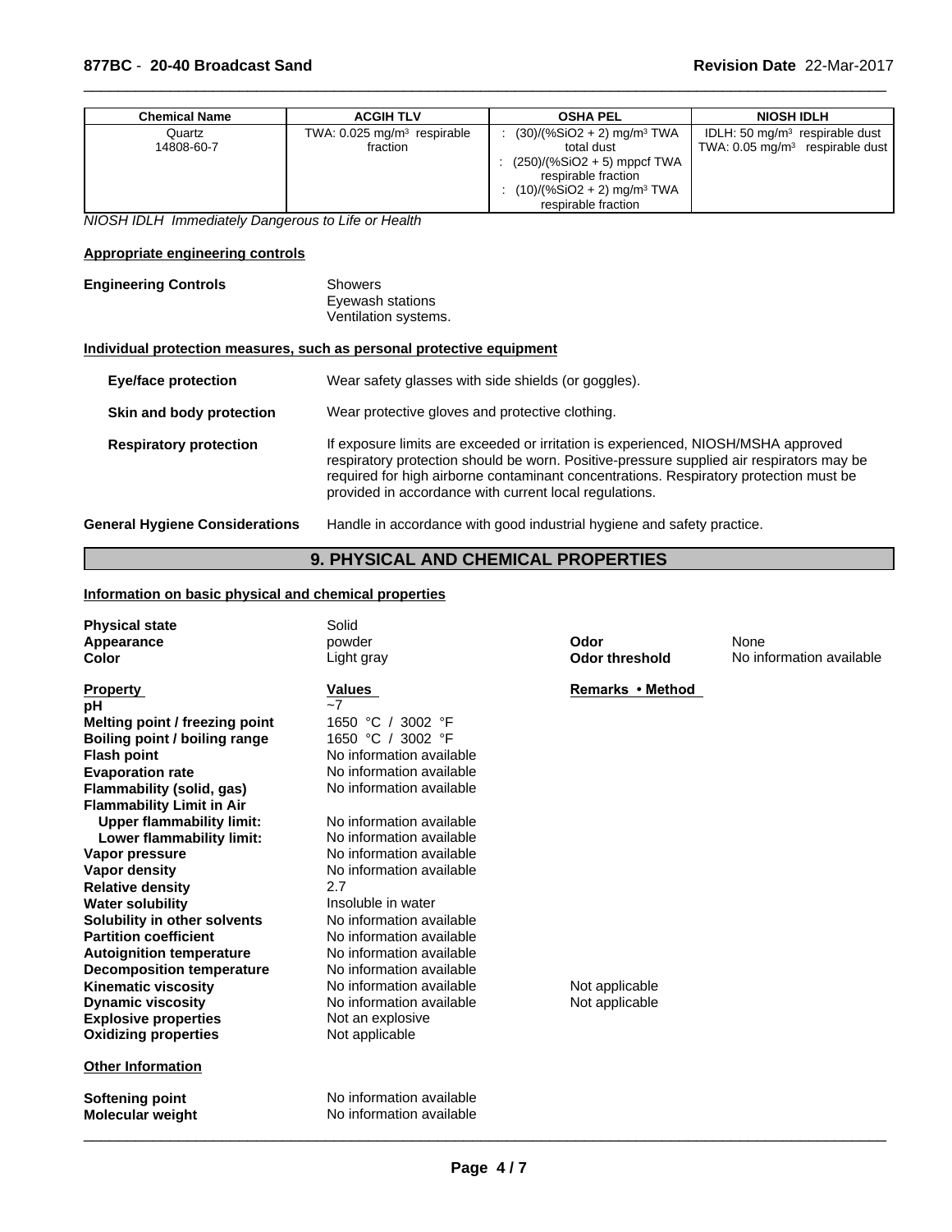| Chemical Name | ACGIH TLV | OSHA PEL | NIOSH IDLH |
|---|---|---|---|
| Quartz<br>14808-60-7 | TWA: 0.025 mg/m³ respirable fraction | : (30)/(%SiO2 + 2) mg/m³ TWA total dust<br>: (250)/(%SiO2 + 5) mppcf TWA respirable fraction<br>: (10)/(%SiO2 + 2) mg/m³ TWA respirable fraction | IDLH: 50 mg/m³ respirable dust<br>TWA: 0.05 mg/m³ respirable dust |

*NIOSH IDLH Immediately Dangerous to Life or Health*

**Appropriate engineering controls**

**Engineering Controls** Showers
Eyewash stations
Ventilation systems.

**Individual protection measures, such as personal protective equipment**

**Eye/face protection** Wear safety glasses with side shields (or goggles).

**Skin and body protection** Wear protective gloves and protective clothing.

**Respiratory protection** If exposure limits are exceeded or irritation is experienced, NIOSH/MSHA approved respiratory protection should be worn. Positive-pressure supplied air respirators may be required for high airborne contaminant concentrations. Respiratory protection must be provided in accordance with current local regulations.

**General Hygiene Considerations** Handle in accordance with good industrial hygiene and safety practice.

## 9. PHYSICAL AND CHEMICAL PROPERTIES

**Information on basic physical and chemical properties**

| | | | |
|---|---|---|---|
| **Physical state** | Solid | | |
| **Appearance** | powder | **Odor** | None |
| **Color** | Light gray | **Odor threshold** | No information available |

| **Property** | **Values** | **Remarks • Method** |
|---|---|---|
| **pH** | ~7 | |
| **Melting point / freezing point** | 1650 °C / 3002 °F | |
| **Boiling point / boiling range** | 1650 °C / 3002 °F | |
| **Flash point** | No information available | |
| **Evaporation rate** | No information available | |
| **Flammability (solid, gas)** | No information available | |
| **Flammability Limit in Air** | | |
| **Upper flammability limit:** | No information available | |
| **Lower flammability limit:** | No information available | |
| **Vapor pressure** | No information available | |
| **Vapor density** | No information available | |
| **Relative density** | 2.7 | |
| **Water solubility** | Insoluble in water | |
| **Solubility in other solvents** | No information available | |
| **Partition coefficient** | No information available | |
| **Autoignition temperature** | No information available | |
| **Decomposition temperature** | No information available | |
| **Kinematic viscosity** | No information available | Not applicable |
| **Dynamic viscosity** | No information available | Not applicable |
| **Explosive properties** | Not an explosive | |
| **Oxidizing properties** | Not applicable | |

**Other Information**

| | |
|---|---|
| **Softening point** | No information available |
| **Molecular weight** | No information available |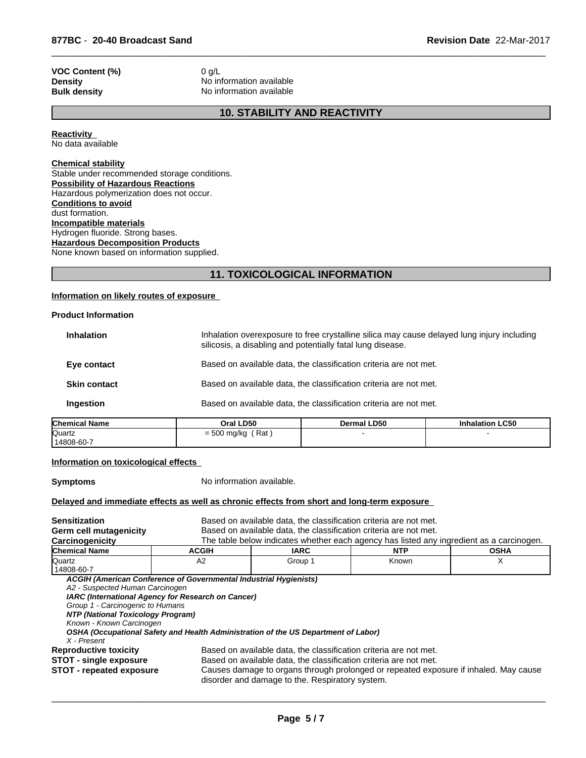| | |
|---|---|
| **VOC Content (%)** | 0 g/L |
| **Density** | No information available |
| **Bulk density** | No information available |

## 10. STABILITY AND REACTIVITY

**Reactivity**
No data available

**Chemical stability**
Stable under recommended storage conditions.

**Possibility of Hazardous Reactions**
Hazardous polymerization does not occur.

**Conditions to avoid**
dust formation.

**Incompatible materials**
Hydrogen fluoride. Strong bases.

**Hazardous Decomposition Products**
None known based on information supplied.

## 11. TOXICOLOGICAL INFORMATION

**Information on likely routes of exposure**

**Product Information**

| | |
|---|---|
| **Inhalation** | Inhalation overexposure to free crystalline silica may cause delayed lung injury including silicosis, a disabling and potentially fatal lung disease. |
| **Eye contact** | Based on available data, the classification criteria are not met. |
| **Skin contact** | Based on available data, the classification criteria are not met. |
| **Ingestion** | Based on available data, the classification criteria are not met. |

| Chemical Name | Oral LD50 | Dermal LD50 | Inhalation LC50 |
|---|---|---|---|
| Quartz 14808-60-7 | = 500 mg/kg ( Rat ) | - | - |

**Information on toxicological effects**

**Symptoms** No information available.

**Delayed and immediate effects as well as chronic effects from short and long-term exposure**

| | |
|---|---|
| **Sensitization** | Based on available data, the classification criteria are not met. |
| **Germ cell mutagenicity** | Based on available data, the classification criteria are not met. |
| **Carcinogenicity** | The table below indicates whether each agency has listed any ingredient as a carcinogen. |

| Chemical Name | ACGIH | IARC | NTP | OSHA |
|---|---|---|---|---|
| Quartz 14808-60-7 | A2 | Group 1 | Known | X |

***ACGIH (American Conference of Governmental Industrial Hygienists)***
*A2 - Suspected Human Carcinogen*
***IARC (International Agency for Research on Cancer)***
*Group 1 - Carcinogenic to Humans*
***NTP (National Toxicology Program)***
*Known - Known Carcinogen*
***OSHA (Occupational Safety and Health Administration of the US Department of Labor)***
*X - Present*

| | |
|---|---|
| **Reproductive toxicity** | Based on available data, the classification criteria are not met. |
| **STOT - single exposure** | Based on available data, the classification criteria are not met. |
| **STOT - repeated exposure** | Causes damage to organs through prolonged or repeated exposure if inhaled. May cause disorder and damage to the. Respiratory system. |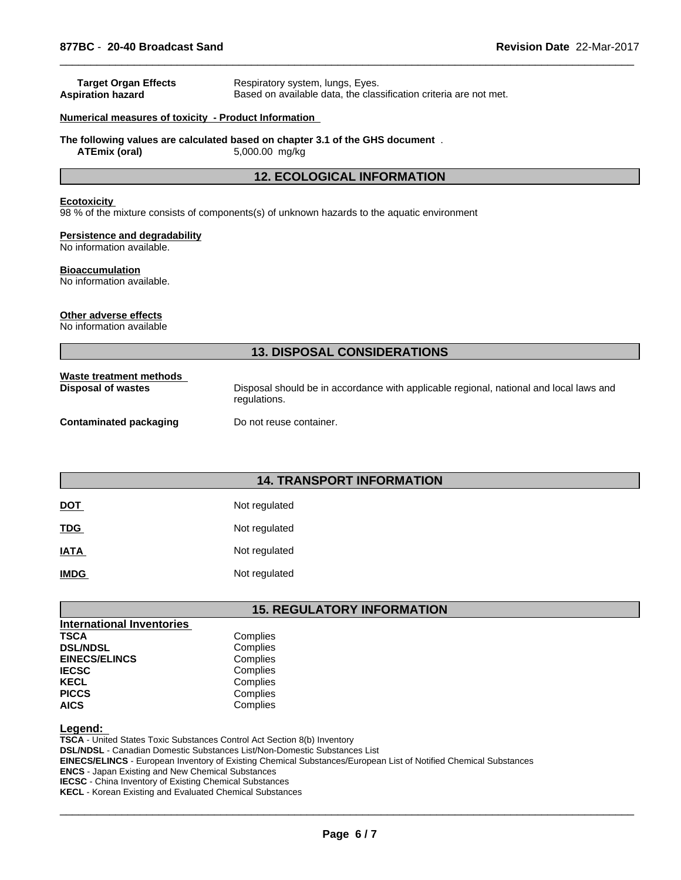**Target Organ Effects** Respiratory system, lungs, Eyes.

**Aspiration hazard** Based on available data, the classification criteria are not met.

**Numerical measures of toxicity - Product Information**

**The following values are calculated based on chapter 3.1 of the GHS document** .

**ATEmix (oral)** 5,000.00 mg/kg

## 12. ECOLOGICAL INFORMATION

**Ecotoxicity**

98 % of the mixture consists of components(s) of unknown hazards to the aquatic environment

**Persistence and degradability**

No information available.

**Bioaccumulation**

No information available.

**Other adverse effects**

No information available

## 13. DISPOSAL CONSIDERATIONS

**Waste treatment methods**

**Disposal of wastes** Disposal should be in accordance with applicable regional, national and local laws and regulations.

**Contaminated packaging** Do not reuse container.

## 14. TRANSPORT INFORMATION

| | |
|---|---|
| **DOT** | Not regulated |
| **TDG** | Not regulated |
| **IATA** | Not regulated |
| **IMDG** | Not regulated |

## 15. REGULATORY INFORMATION

**International Inventories**

| | |
|---|---|
| **TSCA** | Complies |
| **DSL/NDSL** | Complies |
| **EINECS/ELINCS** | Complies |
| **IECSC** | Complies |
| **KECL** | Complies |
| **PICCS** | Complies |
| **AICS** | Complies |

**Legend:**

**TSCA** - United States Toxic Substances Control Act Section 8(b) Inventory
**DSL/NDSL** - Canadian Domestic Substances List/Non-Domestic Substances List
**EINECS/ELINCS** - European Inventory of Existing Chemical Substances/European List of Notified Chemical Substances
**ENCS** - Japan Existing and New Chemical Substances
**IECSC** - China Inventory of Existing Chemical Substances
**KECL** - Korean Existing and Evaluated Chemical Substances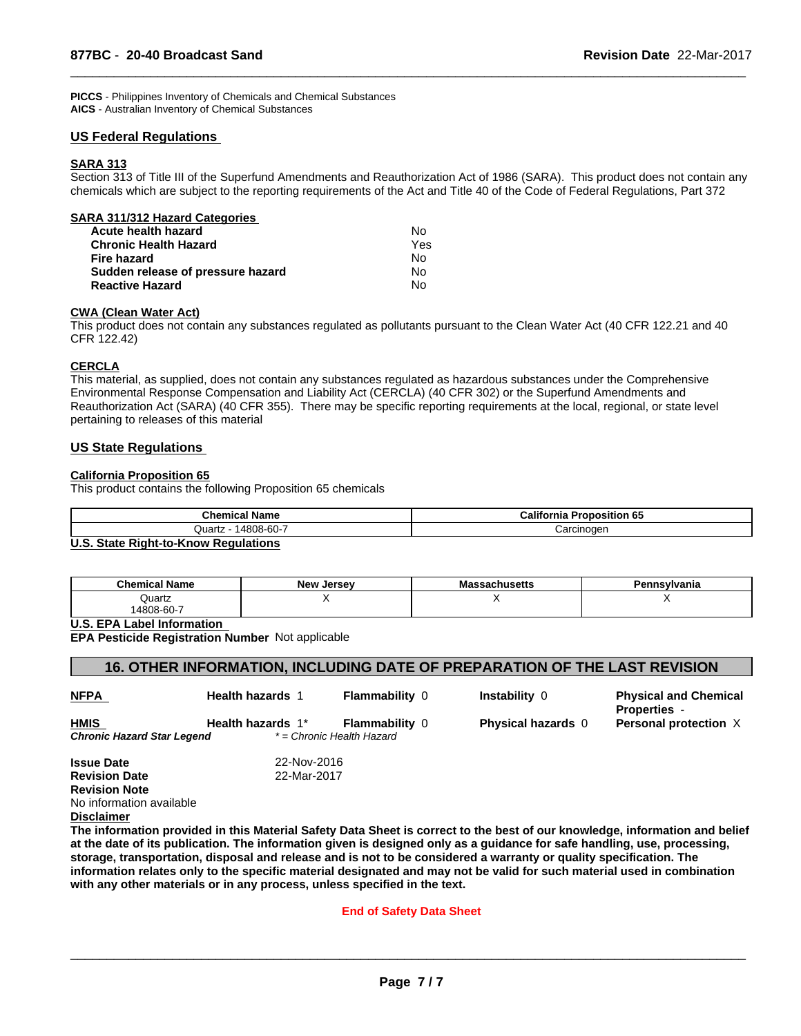**PICCS** - Philippines Inventory of Chemicals and Chemical Substances
**AICS** - Australian Inventory of Chemical Substances

## US Federal Regulations

### SARA 313

Section 313 of Title III of the Superfund Amendments and Reauthorization Act of 1986 (SARA). This product does not contain any chemicals which are subject to the reporting requirements of the Act and Title 40 of the Code of Federal Regulations, Part 372

### SARA 311/312 Hazard Categories

| | |
|---|---|
| **Acute health hazard** | No |
| **Chronic Health Hazard** | Yes |
| **Fire hazard** | No |
| **Sudden release of pressure hazard** | No |
| **Reactive Hazard** | No |

### CWA (Clean Water Act)

This product does not contain any substances regulated as pollutants pursuant to the Clean Water Act (40 CFR 122.21 and 40 CFR 122.42)

### CERCLA

This material, as supplied, does not contain any substances regulated as hazardous substances under the Comprehensive Environmental Response Compensation and Liability Act (CERCLA) (40 CFR 302) or the Superfund Amendments and Reauthorization Act (SARA) (40 CFR 355). There may be specific reporting requirements at the local, regional, or state level pertaining to releases of this material

## US State Regulations

### California Proposition 65

This product contains the following Proposition 65 chemicals

| Chemical Name | California Proposition 65 |
|---|---|
| Quartz - 14808-60-7 | Carcinogen |

### U.S. State Right-to-Know Regulations

| Chemical Name | New Jersey | Massachusetts | Pennsylvania |
|---|---|---|---|
| Quartz 14808-60-7 | X | X | X |

### U.S. EPA Label Information

**EPA Pesticide Registration Number** Not applicable

# 16. OTHER INFORMATION, INCLUDING DATE OF PREPARATION OF THE LAST REVISION

| | | | | |
|---|---|---|---|---|
| **NFPA** | **Health hazards** 1 | **Flammability** 0 | **Instability** 0 | **Physical and Chemical Properties** - |
| **HMIS** | **Health hazards** 1* | **Flammability** 0 | **Physical hazards** 0 | **Personal protection** X |

***Chronic Hazard Star Legend*** *\* = Chronic Health Hazard*

**Issue Date** 22-Nov-2016
**Revision Date** 22-Mar-2017
**Revision Note**
No information available

**Disclaimer**

**The information provided in this Material Safety Data Sheet is correct to the best of our knowledge, information and belief at the date of its publication. The information given is designed only as a guidance for safe handling, use, processing, storage, transportation, disposal and release and is not to be considered a warranty or quality specification. The information relates only to the specific material designated and may not be valid for such material used in combination with any other materials or in any process, unless specified in the text.**

**End of Safety Data Sheet**